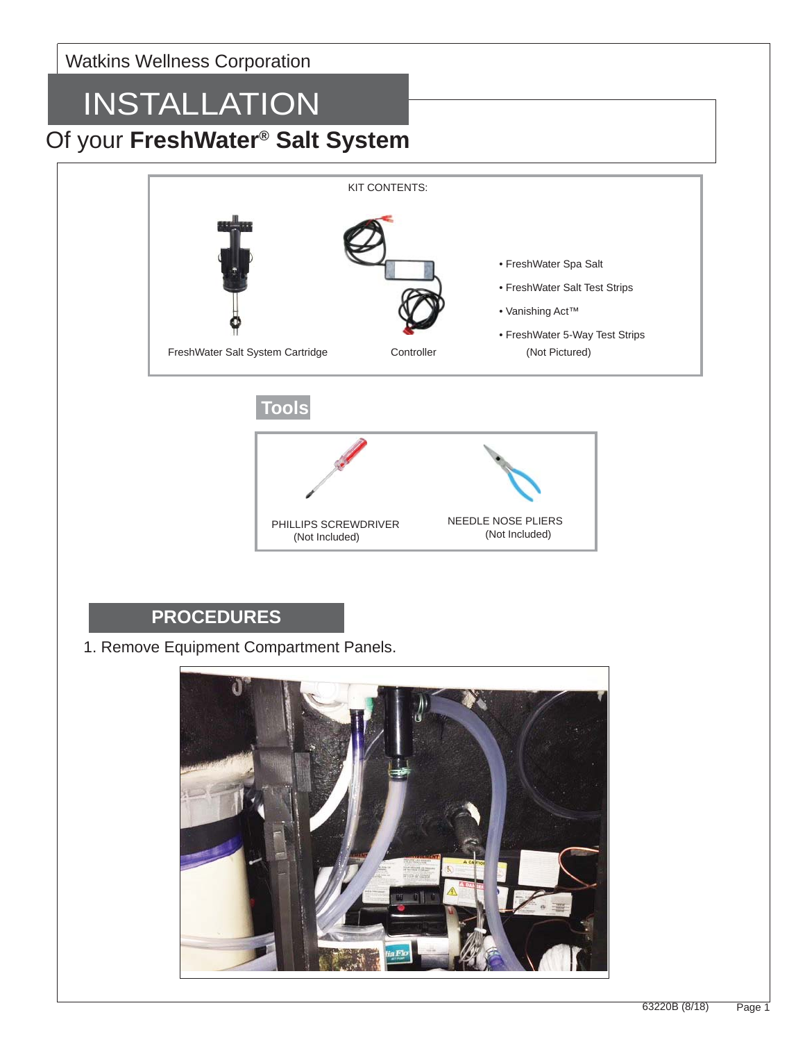Watkins Wellness Corporation

# INSTALLATION

## Of your **FreshWater® Salt System**

KIT CONTENTS:

FreshWater Salt System Cartridge

Controller

- FreshWater Spa Salt
- FreshWater Salt Test Strips
- Vanishing Act™
- FreshWater 5-Way Test Strips (Not Pictured)

## Tools

PHILLIPS SCREWDRIVER (Not Included)

NEEDLE NOSE PLIERS (Not Included)

## PROCEDURES

1. Remove Equipment Compartment Panels.

63220B (8/18)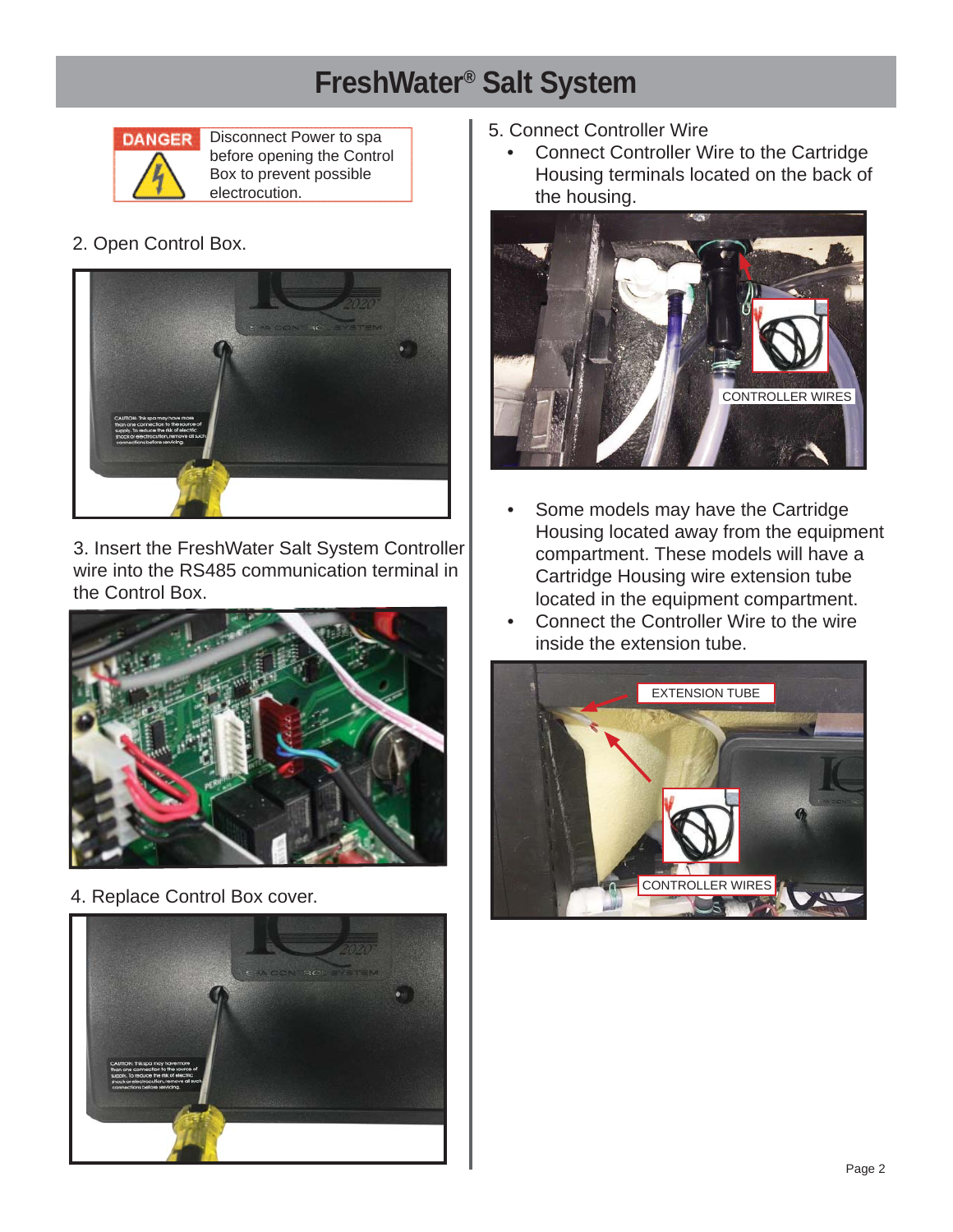# FreshWater® Salt System

**DANGER** Disconnect Power to spa before opening the Control Box to prevent possible electrocution.

2. Open Control Box.

3. Insert the FreshWater Salt System Controller wire into the RS485 communication terminal in the Control Box.

4. Replace Control Box cover.

5. Connect Controller Wire

- Connect Controller Wire to the Cartridge Housing terminals located on the back of the housing.

CONTROLLER WIRES

- Some models may have the Cartridge Housing located away from the equipment compartment. These models will have a Cartridge Housing wire extension tube located in the equipment compartment.
- Connect the Controller Wire to the wire inside the extension tube.

EXTENSION TUBE

CONTROLLER WIRES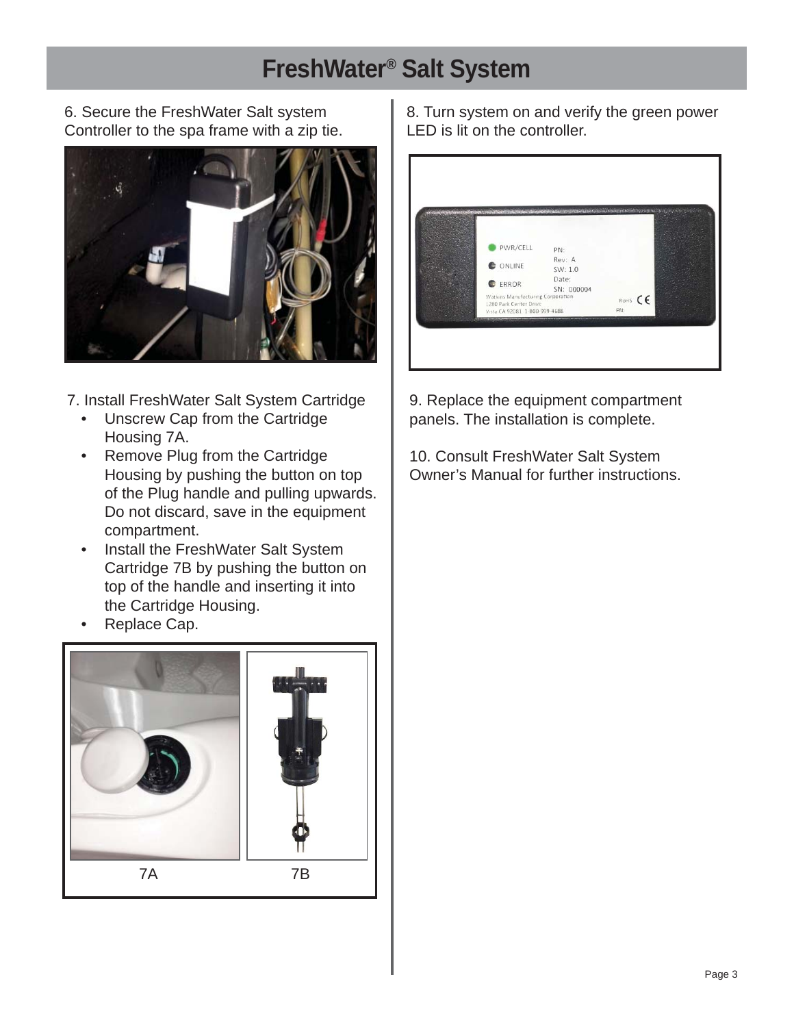# FreshWater® Salt System

6. Secure the FreshWater Salt system Controller to the spa frame with a zip tie.

7. Install FreshWater Salt System Cartridge
   - Unscrew Cap from the Cartridge Housing 7A.
   - Remove Plug from the Cartridge Housing by pushing the button on top of the Plug handle and pulling upwards. Do not discard, save in the equipment compartment.
   - Install the FreshWater Salt System Cartridge 7B by pushing the button on top of the handle and inserting it into the Cartridge Housing.
   - Replace Cap.

7A

7B

8. Turn system on and verify the green power LED is lit on the controller.

9. Replace the equipment compartment panels. The installation is complete.

10. Consult FreshWater Salt System Owner's Manual for further instructions.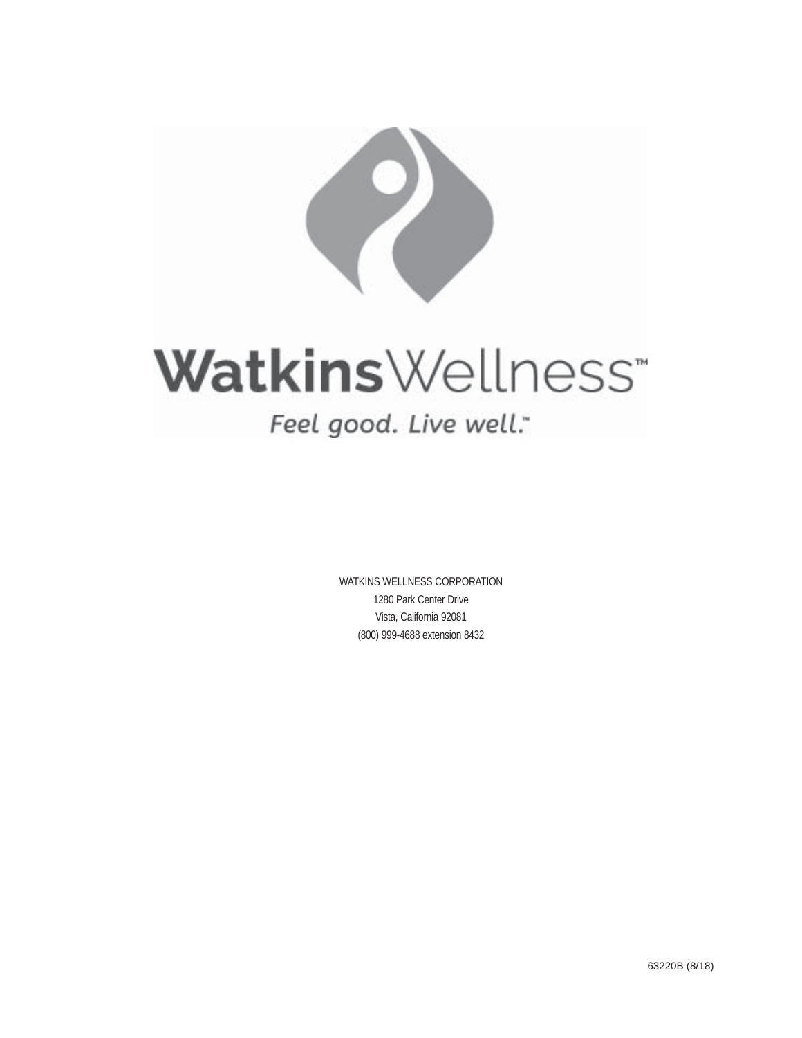WatkinsWellness™

*Feel good. Live well.*™

WATKINS WELLNESS CORPORATION
1280 Park Center Drive
Vista, California 92081
(800) 999-4688 extension 8432

63220B (8/18)